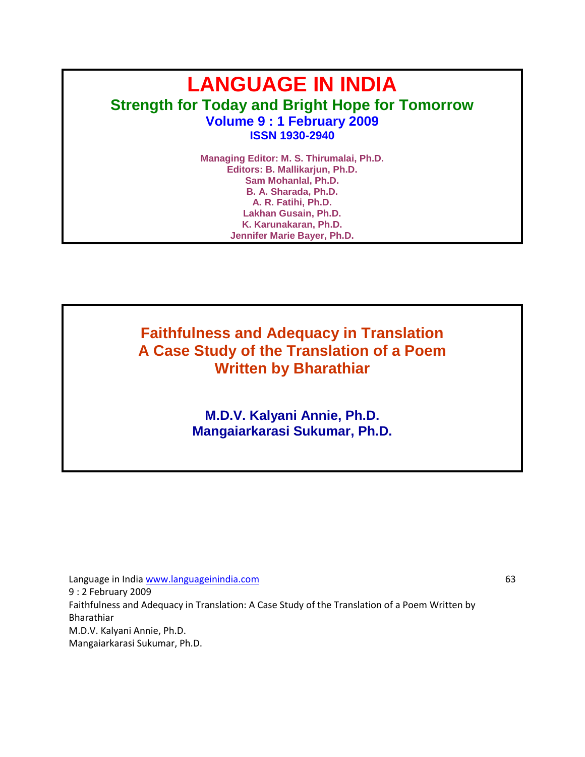# LANGUAGE IN INDIA

## Strength for Today and Bright Hope for Tomorrow

**Volume 9 : 1 February 2009**

**ISSN 1930-2940**

**Managing Editor: M. S. Thirumalai, Ph.D.**
**Editors: B. Mallikarjun, Ph.D.**
**Sam Mohanlal, Ph.D.**
**B. A. Sharada, Ph.D.**
**A. R. Fatihi, Ph.D.**
**Lakhan Gusain, Ph.D.**
**K. Karunakaran, Ph.D.**
**Jennifer Marie Bayer, Ph.D.**

# Faithfulness and Adequacy in Translation A Case Study of the Translation of a Poem Written by Bharathiar

**M.D.V. Kalyani Annie, Ph.D.**
**Mangaiarkarasi Sukumar, Ph.D.**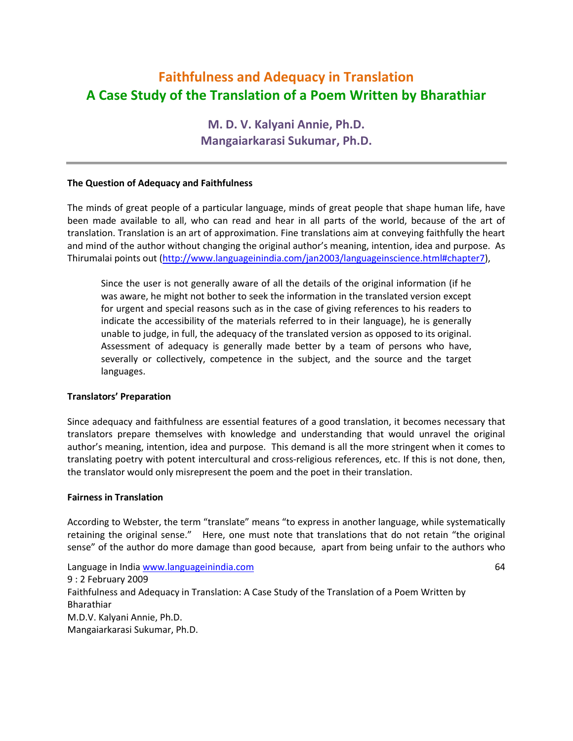# Faithfulness and Adequacy in Translation
# A Case Study of the Translation of a Poem Written by Bharathiar

**M. D. V. Kalyani Annie, Ph.D.**
**Mangaiarkarasi Sukumar, Ph.D.**

---

### The Question of Adequacy and Faithfulness

The minds of great people of a particular language, minds of great people that shape human life, have been made available to all, who can read and hear in all parts of the world, because of the art of translation. Translation is an art of approximation. Fine translations aim at conveying faithfully the heart and mind of the author without changing the original author's meaning, intention, idea and purpose. As Thirumalai points out (http://www.languageinindia.com/jan2003/languageinscience.html#chapter7),

> Since the user is not generally aware of all the details of the original information (if he was aware, he might not bother to seek the information in the translated version except for urgent and special reasons such as in the case of giving references to his readers to indicate the accessibility of the materials referred to in their language), he is generally unable to judge, in full, the adequacy of the translated version as opposed to its original. Assessment of adequacy is generally made better by a team of persons who have, severally or collectively, competence in the subject, and the source and the target languages.

### Translators' Preparation

Since adequacy and faithfulness are essential features of a good translation, it becomes necessary that translators prepare themselves with knowledge and understanding that would unravel the original author's meaning, intention, idea and purpose. This demand is all the more stringent when it comes to translating poetry with potent intercultural and cross-religious references, etc. If this is not done, then, the translator would only misrepresent the poem and the poet in their translation.

### Fairness in Translation

According to Webster, the term "translate" means "to express in another language, while systematically retaining the original sense." Here, one must note that translations that do not retain "the original sense" of the author do more damage than good because, apart from being unfair to the authors who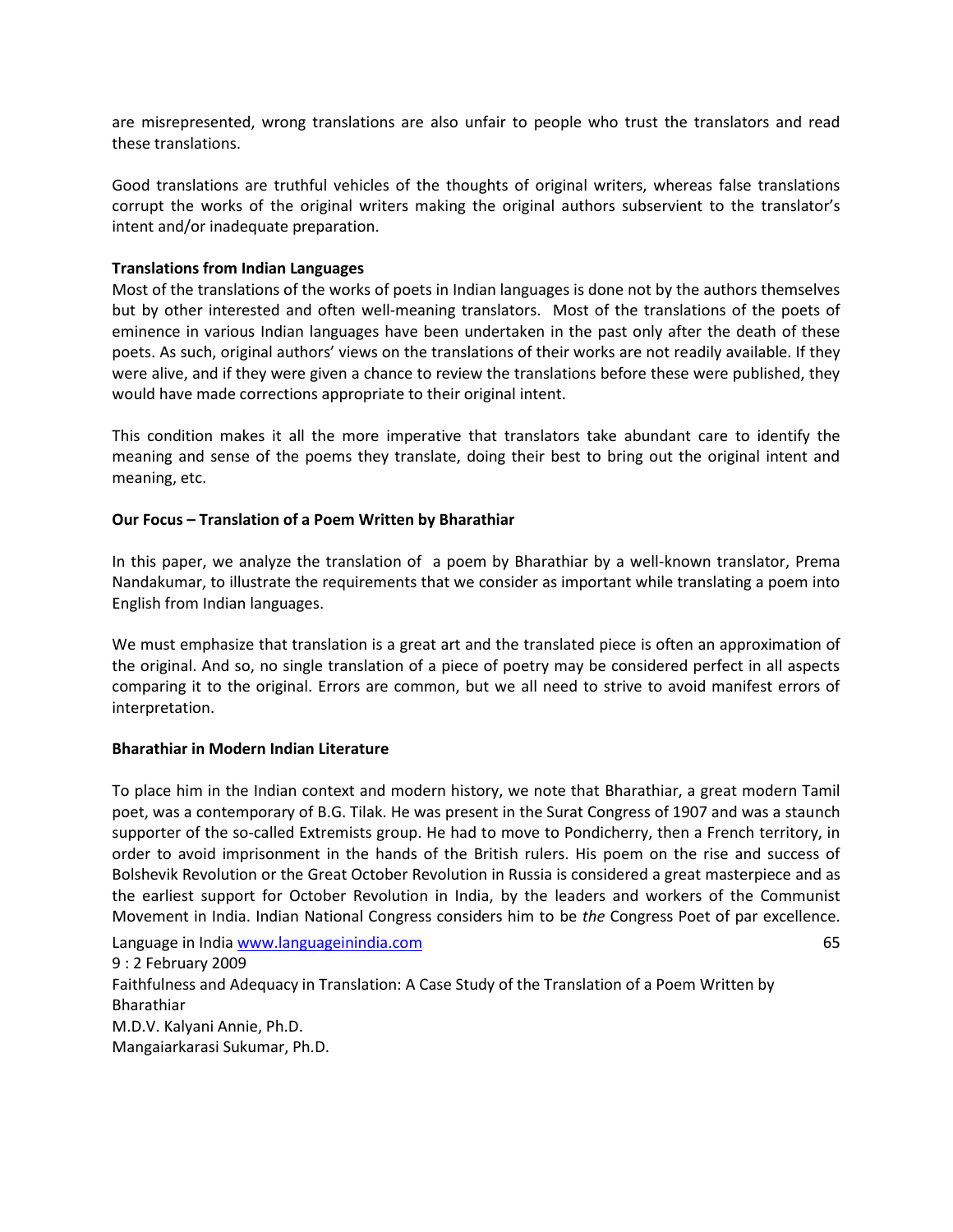are misrepresented, wrong translations are also unfair to people who trust the translators and read these translations.

Good translations are truthful vehicles of the thoughts of original writers, whereas false translations corrupt the works of the original writers making the original authors subservient to the translator's intent and/or inadequate preparation.

**Translations from Indian Languages**

Most of the translations of the works of poets in Indian languages is done not by the authors themselves but by other interested and often well-meaning translators. Most of the translations of the poets of eminence in various Indian languages have been undertaken in the past only after the death of these poets. As such, original authors' views on the translations of their works are not readily available. If they were alive, and if they were given a chance to review the translations before these were published, they would have made corrections appropriate to their original intent.

This condition makes it all the more imperative that translators take abundant care to identify the meaning and sense of the poems they translate, doing their best to bring out the original intent and meaning, etc.

**Our Focus – Translation of a Poem Written by Bharathiar**

In this paper, we analyze the translation of a poem by Bharathiar by a well-known translator, Prema Nandakumar, to illustrate the requirements that we consider as important while translating a poem into English from Indian languages.

We must emphasize that translation is a great art and the translated piece is often an approximation of the original. And so, no single translation of a piece of poetry may be considered perfect in all aspects comparing it to the original. Errors are common, but we all need to strive to avoid manifest errors of interpretation.

**Bharathiar in Modern Indian Literature**

To place him in the Indian context and modern history, we note that Bharathiar, a great modern Tamil poet, was a contemporary of B.G. Tilak. He was present in the Surat Congress of 1907 and was a staunch supporter of the so-called Extremists group. He had to move to Pondicherry, then a French territory, in order to avoid imprisonment in the hands of the British rulers. His poem on the rise and success of Bolshevik Revolution or the Great October Revolution in Russia is considered a great masterpiece and as the earliest support for October Revolution in India, by the leaders and workers of the Communist Movement in India. Indian National Congress considers him to be *the* Congress Poet of par excellence.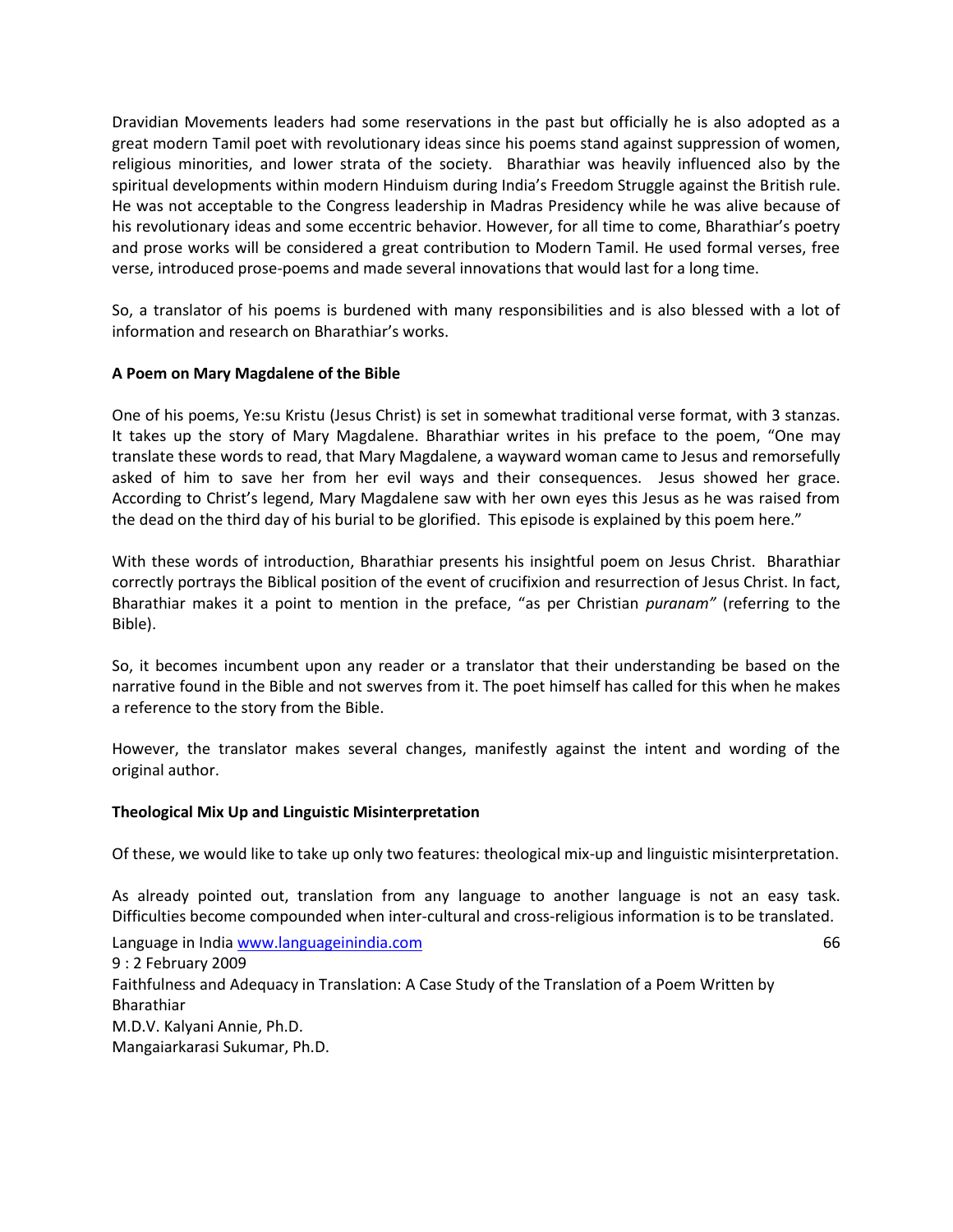Dravidian Movements leaders had some reservations in the past but officially he is also adopted as a great modern Tamil poet with revolutionary ideas since his poems stand against suppression of women, religious minorities, and lower strata of the society. Bharathiar was heavily influenced also by the spiritual developments within modern Hinduism during India's Freedom Struggle against the British rule. He was not acceptable to the Congress leadership in Madras Presidency while he was alive because of his revolutionary ideas and some eccentric behavior. However, for all time to come, Bharathiar's poetry and prose works will be considered a great contribution to Modern Tamil. He used formal verses, free verse, introduced prose-poems and made several innovations that would last for a long time.

So, a translator of his poems is burdened with many responsibilities and is also blessed with a lot of information and research on Bharathiar's works.

**A Poem on Mary Magdalene of the Bible**

One of his poems, Ye:su Kristu (Jesus Christ) is set in somewhat traditional verse format, with 3 stanzas. It takes up the story of Mary Magdalene. Bharathiar writes in his preface to the poem, "One may translate these words to read, that Mary Magdalene, a wayward woman came to Jesus and remorsefully asked of him to save her from her evil ways and their consequences. Jesus showed her grace. According to Christ's legend, Mary Magdalene saw with her own eyes this Jesus as he was raised from the dead on the third day of his burial to be glorified. This episode is explained by this poem here."

With these words of introduction, Bharathiar presents his insightful poem on Jesus Christ. Bharathiar correctly portrays the Biblical position of the event of crucifixion and resurrection of Jesus Christ. In fact, Bharathiar makes it a point to mention in the preface, "as per Christian *puranam"* (referring to the Bible).

So, it becomes incumbent upon any reader or a translator that their understanding be based on the narrative found in the Bible and not swerves from it. The poet himself has called for this when he makes a reference to the story from the Bible.

However, the translator makes several changes, manifestly against the intent and wording of the original author.

**Theological Mix Up and Linguistic Misinterpretation**

Of these, we would like to take up only two features: theological mix-up and linguistic misinterpretation.

As already pointed out, translation from any language to another language is not an easy task. Difficulties become compounded when inter-cultural and cross-religious information is to be translated.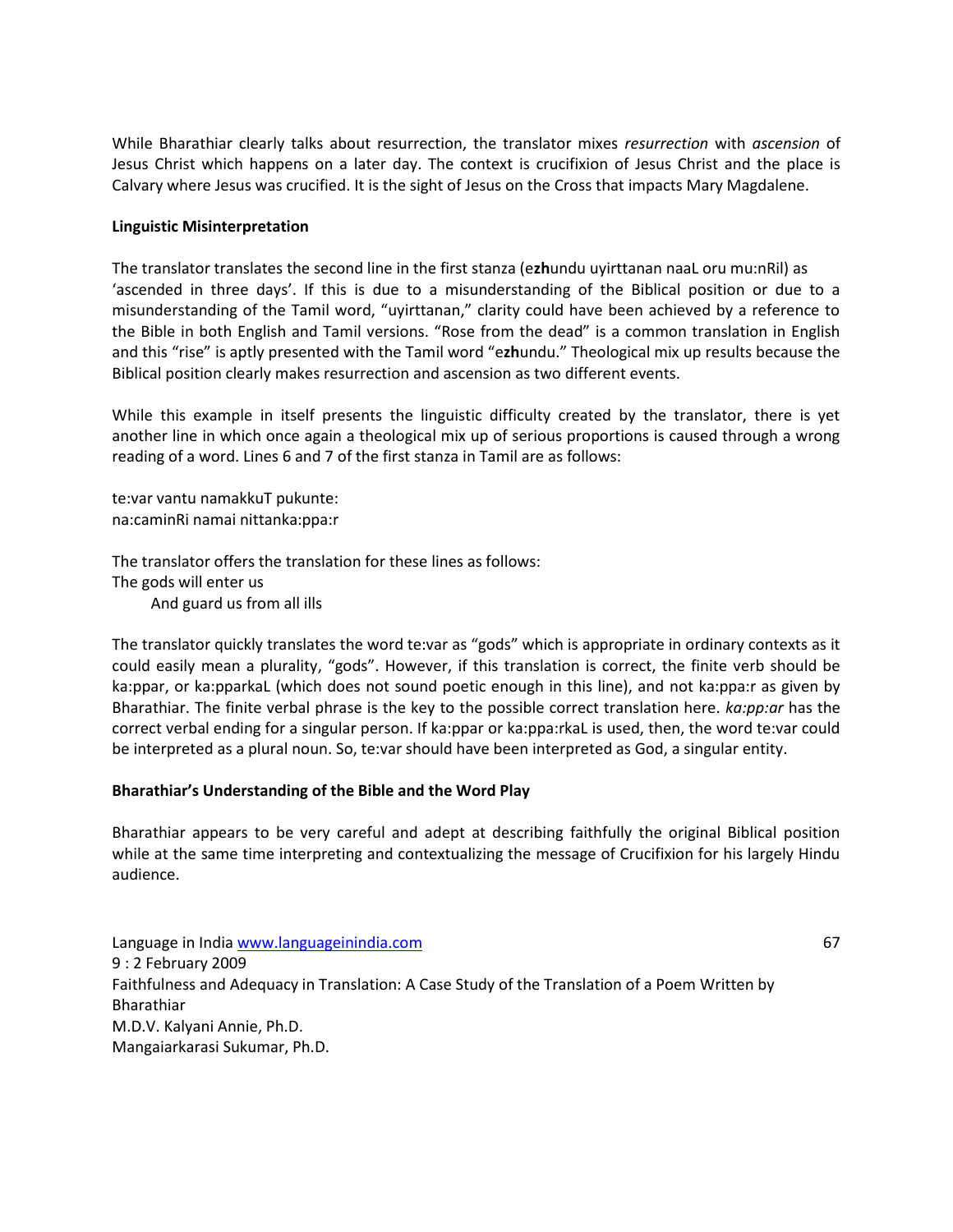While Bharathiar clearly talks about resurrection, the translator mixes *resurrection* with *ascension* of Jesus Christ which happens on a later day. The context is crucifixion of Jesus Christ and the place is Calvary where Jesus was crucified. It is the sight of Jesus on the Cross that impacts Mary Magdalene.

**Linguistic Misinterpretation**

The translator translates the second line in the first stanza (e**zh**undu uyirttanan naaL oru mu:nRil) as 'ascended in three days'. If this is due to a misunderstanding of the Biblical position or due to a misunderstanding of the Tamil word, "uyirttanan," clarity could have been achieved by a reference to the Bible in both English and Tamil versions. "Rose from the dead" is a common translation in English and this "rise" is aptly presented with the Tamil word "e**zh**undu." Theological mix up results because the Biblical position clearly makes resurrection and ascension as two different events.

While this example in itself presents the linguistic difficulty created by the translator, there is yet another line in which once again a theological mix up of serious proportions is caused through a wrong reading of a word. Lines 6 and 7 of the first stanza in Tamil are as follows:

te:var vantu namakkuT pukunte:
na:caminRi namai nittanka:ppa:r

The translator offers the translation for these lines as follows:
The gods will enter us
    And guard us from all ills

The translator quickly translates the word te:var as "gods" which is appropriate in ordinary contexts as it could easily mean a plurality, "gods". However, if this translation is correct, the finite verb should be ka:ppar, or ka:pparkaL (which does not sound poetic enough in this line), and not ka:ppa:r as given by Bharathiar. The finite verbal phrase is the key to the possible correct translation here. *ka:pp:ar* has the correct verbal ending for a singular person. If ka:ppar or ka:ppa:rkaL is used, then, the word te:var could be interpreted as a plural noun. So, te:var should have been interpreted as God, a singular entity.

**Bharathiar's Understanding of the Bible and the Word Play**

Bharathiar appears to be very careful and adept at describing faithfully the original Biblical position while at the same time interpreting and contextualizing the message of Crucifixion for his largely Hindu audience.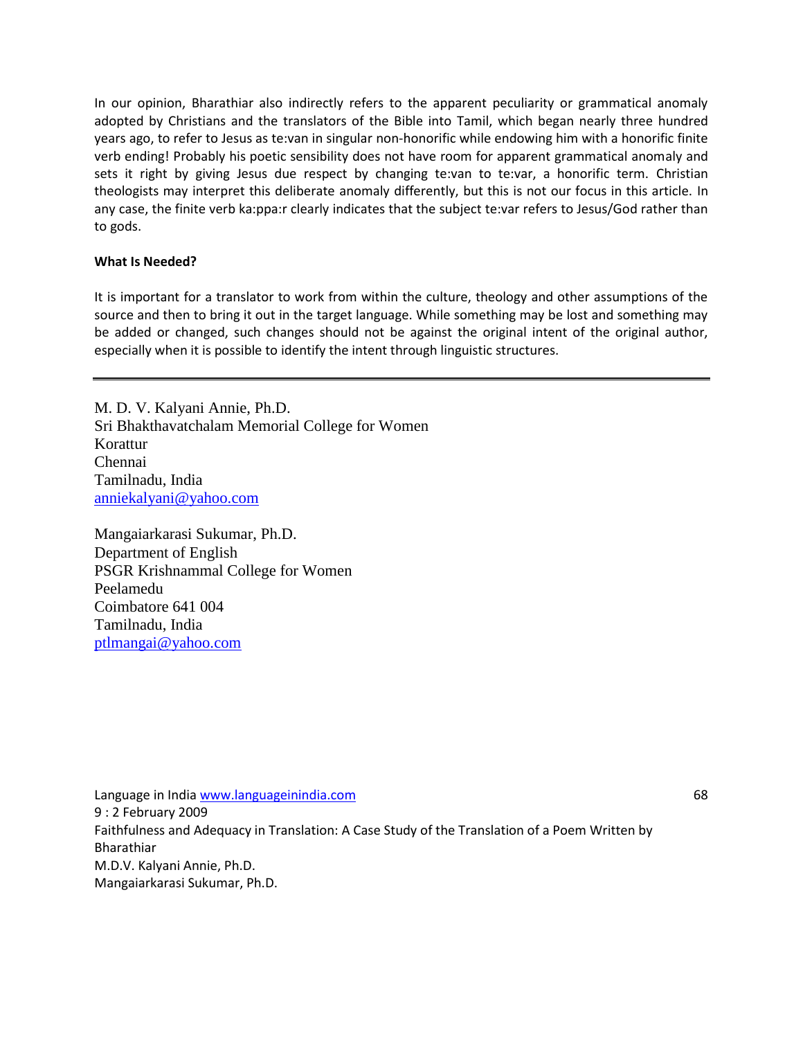In our opinion, Bharathiar also indirectly refers to the apparent peculiarity or grammatical anomaly adopted by Christians and the translators of the Bible into Tamil, which began nearly three hundred years ago, to refer to Jesus as te:van in singular non-honorific while endowing him with a honorific finite verb ending! Probably his poetic sensibility does not have room for apparent grammatical anomaly and sets it right by giving Jesus due respect by changing te:van to te:var, a honorific term. Christian theologists may interpret this deliberate anomaly differently, but this is not our focus in this article. In any case, the finite verb ka:ppa:r clearly indicates that the subject te:var refers to Jesus/God rather than to gods.

**What Is Needed?**

It is important for a translator to work from within the culture, theology and other assumptions of the source and then to bring it out in the target language. While something may be lost and something may be added or changed, such changes should not be against the original intent of the original author, especially when it is possible to identify the intent through linguistic structures.

---

M. D. V. Kalyani Annie, Ph.D.
Sri Bhakthavatchalam Memorial College for Women
Korattur
Chennai
Tamilnadu, India
anniekalyani@yahoo.com

Mangaiarkarasi Sukumar, Ph.D.
Department of English
PSGR Krishnammal College for Women
Peelamedu
Coimbatore 641 004
Tamilnadu, India
ptlmangai@yahoo.com